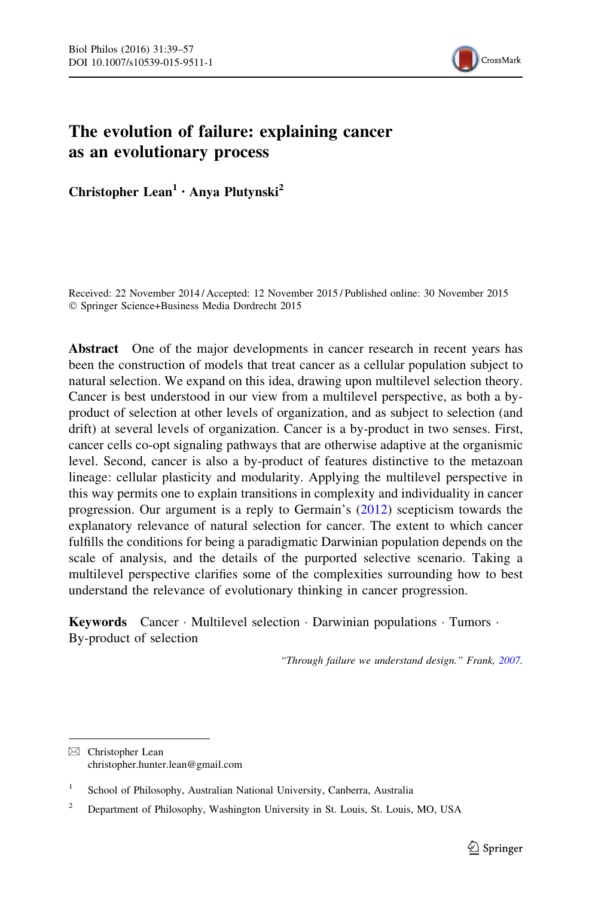# The evolution of failure: explaining cancer as an evolutionary process

**Christopher Lean[1] · Anya Plutynski[2]**

Received: 22 November 2014 / Accepted: 12 November 2015 / Published online: 30 November 2015
© Springer Science+Business Media Dordrecht 2015

**Abstract** One of the major developments in cancer research in recent years has been the construction of models that treat cancer as a cellular population subject to natural selection. We expand on this idea, drawing upon multilevel selection theory. Cancer is best understood in our view from a multilevel perspective, as both a by-product of selection at other levels of organization, and as subject to selection (and drift) at several levels of organization. Cancer is a by-product in two senses. First, cancer cells co-opt signaling pathways that are otherwise adaptive at the organismic level. Second, cancer is also a by-product of features distinctive to the metazoan lineage: cellular plasticity and modularity. Applying the multilevel perspective in this way permits one to explain transitions in complexity and individuality in cancer progression. Our argument is a reply to Germain's (2012) scepticism towards the explanatory relevance of natural selection for cancer. The extent to which cancer fulfills the conditions for being a paradigmatic Darwinian population depends on the scale of analysis, and the details of the purported selective scenario. Taking a multilevel perspective clarifies some of the complexities surrounding how to best understand the relevance of evolutionary thinking in cancer progression.

**Keywords** Cancer · Multilevel selection · Darwinian populations · Tumors · By-product of selection

*"Through failure we understand design." Frank, 2007.*

---

✉ Christopher Lean
christopher.hunter.lean@gmail.com

[1] School of Philosophy, Australian National University, Canberra, Australia

[2] Department of Philosophy, Washington University in St. Louis, St. Louis, MO, USA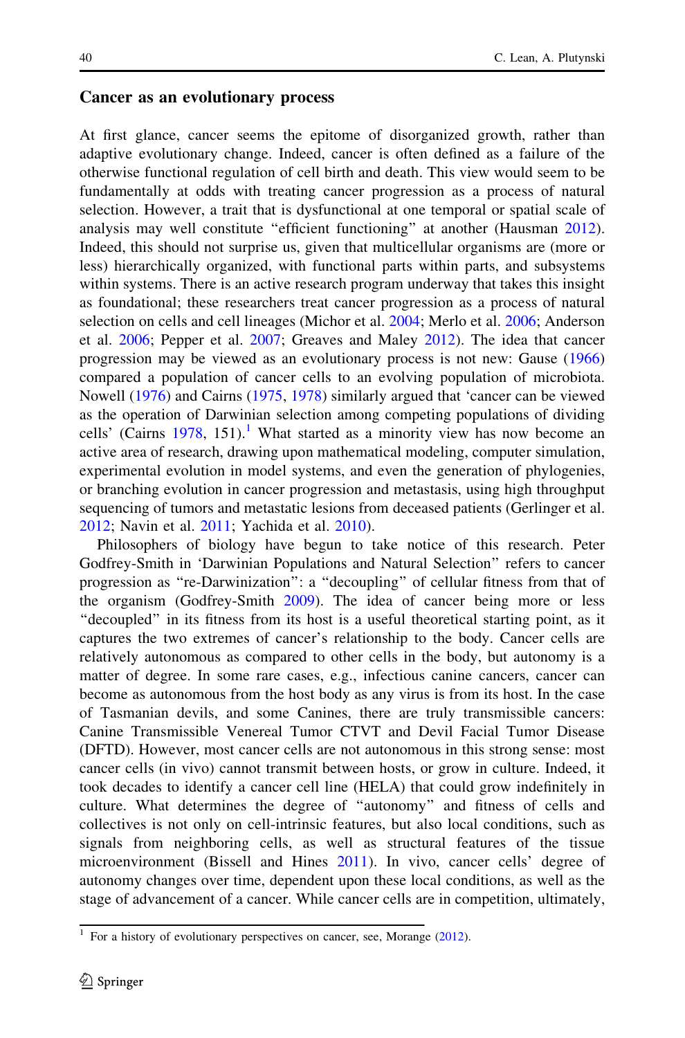## Cancer as an evolutionary process

At first glance, cancer seems the epitome of disorganized growth, rather than adaptive evolutionary change. Indeed, cancer is often defined as a failure of the otherwise functional regulation of cell birth and death. This view would seem to be fundamentally at odds with treating cancer progression as a process of natural selection. However, a trait that is dysfunctional at one temporal or spatial scale of analysis may well constitute "efficient functioning" at another (Hausman 2012). Indeed, this should not surprise us, given that multicellular organisms are (more or less) hierarchically organized, with functional parts within parts, and subsystems within systems. There is an active research program underway that takes this insight as foundational; these researchers treat cancer progression as a process of natural selection on cells and cell lineages (Michor et al. 2004; Merlo et al. 2006; Anderson et al. 2006; Pepper et al. 2007; Greaves and Maley 2012). The idea that cancer progression may be viewed as an evolutionary process is not new: Gause (1966) compared a population of cancer cells to an evolving population of microbiota. Nowell (1976) and Cairns (1975, 1978) similarly argued that 'cancer can be viewed as the operation of Darwinian selection among competing populations of dividing cells' (Cairns 1978, 151).[1] What started as a minority view has now become an active area of research, drawing upon mathematical modeling, computer simulation, experimental evolution in model systems, and even the generation of phylogenies, or branching evolution in cancer progression and metastasis, using high throughput sequencing of tumors and metastatic lesions from deceased patients (Gerlinger et al. 2012; Navin et al. 2011; Yachida et al. 2010).

Philosophers of biology have begun to take notice of this research. Peter Godfrey-Smith in 'Darwinian Populations and Natural Selection" refers to cancer progression as "re-Darwinization": a "decoupling" of cellular fitness from that of the organism (Godfrey-Smith 2009). The idea of cancer being more or less "decoupled" in its fitness from its host is a useful theoretical starting point, as it captures the two extremes of cancer's relationship to the body. Cancer cells are relatively autonomous as compared to other cells in the body, but autonomy is a matter of degree. In some rare cases, e.g., infectious canine cancers, cancer can become as autonomous from the host body as any virus is from its host. In the case of Tasmanian devils, and some Canines, there are truly transmissible cancers: Canine Transmissible Venereal Tumor CTVT and Devil Facial Tumor Disease (DFTD). However, most cancer cells are not autonomous in this strong sense: most cancer cells (in vivo) cannot transmit between hosts, or grow in culture. Indeed, it took decades to identify a cancer cell line (HELA) that could grow indefinitely in culture. What determines the degree of "autonomy" and fitness of cells and collectives is not only on cell-intrinsic features, but also local conditions, such as signals from neighboring cells, as well as structural features of the tissue microenvironment (Bissell and Hines 2011). In vivo, cancer cells' degree of autonomy changes over time, dependent upon these local conditions, as well as the stage of advancement of a cancer. While cancer cells are in competition, ultimately,

[1] For a history of evolutionary perspectives on cancer, see, Morange (2012).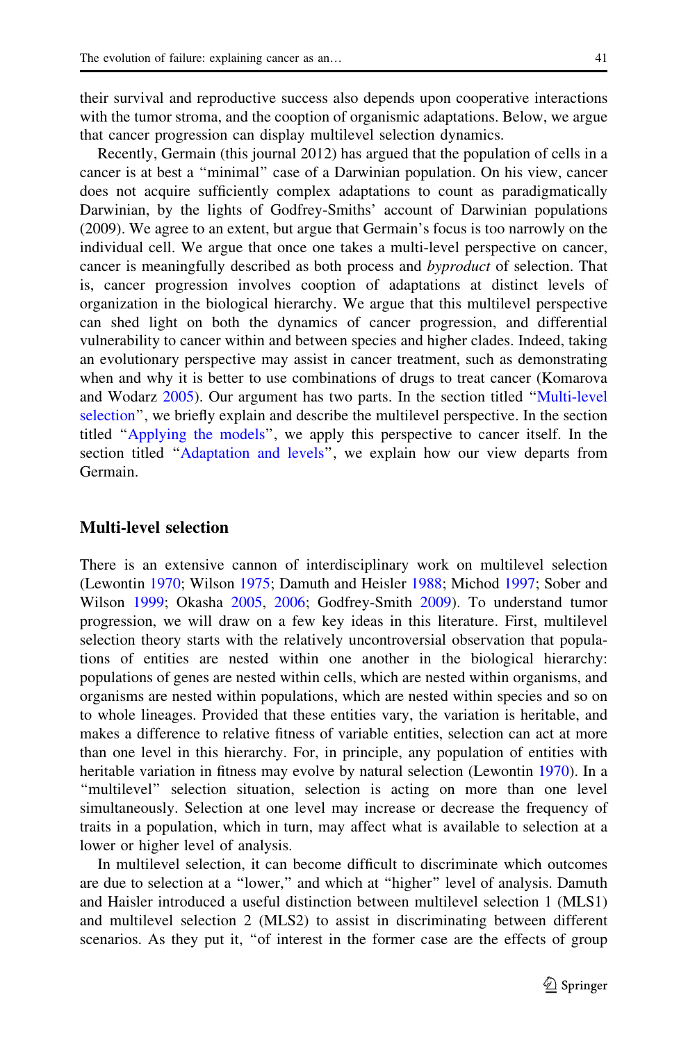their survival and reproductive success also depends upon cooperative interactions with the tumor stroma, and the cooption of organismic adaptations. Below, we argue that cancer progression can display multilevel selection dynamics.

Recently, Germain (this journal 2012) has argued that the population of cells in a cancer is at best a "minimal" case of a Darwinian population. On his view, cancer does not acquire sufficiently complex adaptations to count as paradigmatically Darwinian, by the lights of Godfrey-Smiths' account of Darwinian populations (2009). We agree to an extent, but argue that Germain's focus is too narrowly on the individual cell. We argue that once one takes a multi-level perspective on cancer, cancer is meaningfully described as both process and *byproduct* of selection. That is, cancer progression involves cooption of adaptations at distinct levels of organization in the biological hierarchy. We argue that this multilevel perspective can shed light on both the dynamics of cancer progression, and differential vulnerability to cancer within and between species and higher clades. Indeed, taking an evolutionary perspective may assist in cancer treatment, such as demonstrating when and why it is better to use combinations of drugs to treat cancer (Komarova and Wodarz 2005). Our argument has two parts. In the section titled "Multi-level selection", we briefly explain and describe the multilevel perspective. In the section titled "Applying the models", we apply this perspective to cancer itself. In the section titled "Adaptation and levels", we explain how our view departs from Germain.

## Multi-level selection

There is an extensive cannon of interdisciplinary work on multilevel selection (Lewontin 1970; Wilson 1975; Damuth and Heisler 1988; Michod 1997; Sober and Wilson 1999; Okasha 2005, 2006; Godfrey-Smith 2009). To understand tumor progression, we will draw on a few key ideas in this literature. First, multilevel selection theory starts with the relatively uncontroversial observation that populations of entities are nested within one another in the biological hierarchy: populations of genes are nested within cells, which are nested within organisms, and organisms are nested within populations, which are nested within species and so on to whole lineages. Provided that these entities vary, the variation is heritable, and makes a difference to relative fitness of variable entities, selection can act at more than one level in this hierarchy. For, in principle, any population of entities with heritable variation in fitness may evolve by natural selection (Lewontin 1970). In a "multilevel" selection situation, selection is acting on more than one level simultaneously. Selection at one level may increase or decrease the frequency of traits in a population, which in turn, may affect what is available to selection at a lower or higher level of analysis.

In multilevel selection, it can become difficult to discriminate which outcomes are due to selection at a "lower," and which at "higher" level of analysis. Damuth and Haisler introduced a useful distinction between multilevel selection 1 (MLS1) and multilevel selection 2 (MLS2) to assist in discriminating between different scenarios. As they put it, "of interest in the former case are the effects of group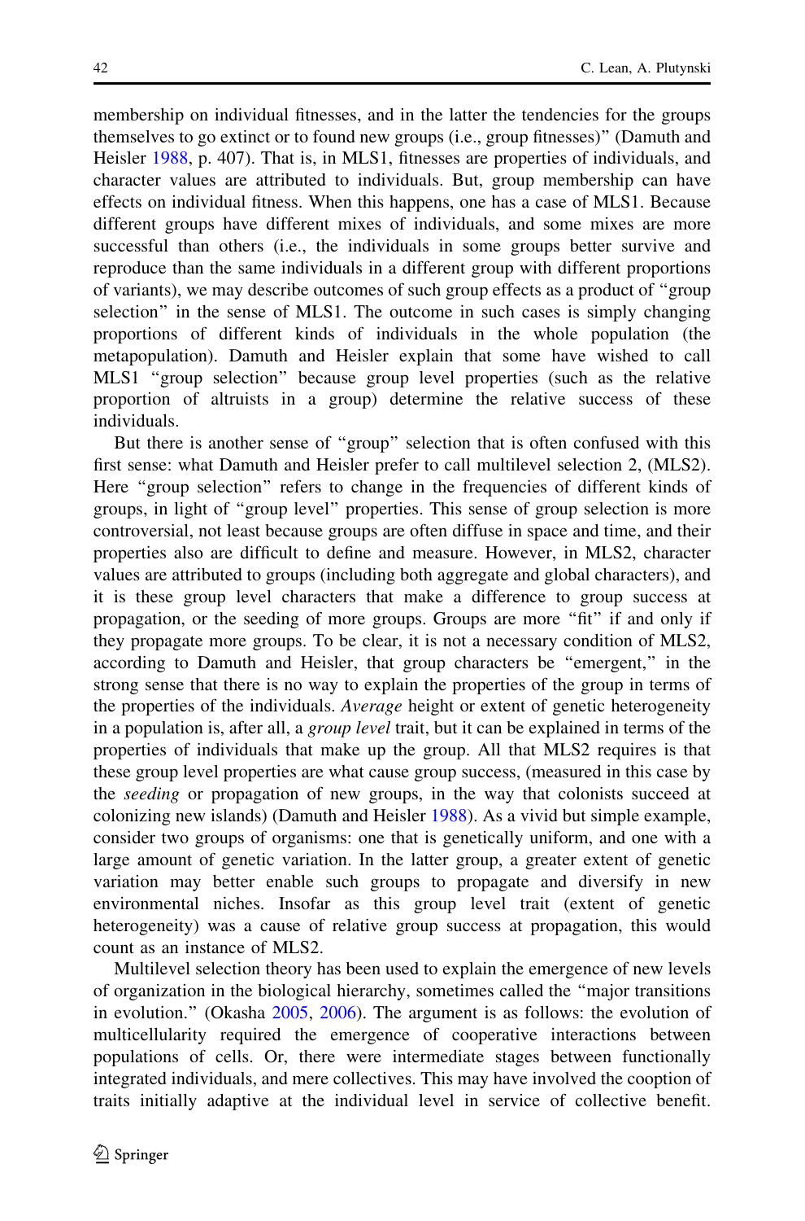membership on individual fitnesses, and in the latter the tendencies for the groups themselves to go extinct or to found new groups (i.e., group fitnesses)" (Damuth and Heisler 1988, p. 407). That is, in MLS1, fitnesses are properties of individuals, and character values are attributed to individuals. But, group membership can have effects on individual fitness. When this happens, one has a case of MLS1. Because different groups have different mixes of individuals, and some mixes are more successful than others (i.e., the individuals in some groups better survive and reproduce than the same individuals in a different group with different proportions of variants), we may describe outcomes of such group effects as a product of "group selection" in the sense of MLS1. The outcome in such cases is simply changing proportions of different kinds of individuals in the whole population (the metapopulation). Damuth and Heisler explain that some have wished to call MLS1 "group selection" because group level properties (such as the relative proportion of altruists in a group) determine the relative success of these individuals.

But there is another sense of "group" selection that is often confused with this first sense: what Damuth and Heisler prefer to call multilevel selection 2, (MLS2). Here "group selection" refers to change in the frequencies of different kinds of groups, in light of "group level" properties. This sense of group selection is more controversial, not least because groups are often diffuse in space and time, and their properties also are difficult to define and measure. However, in MLS2, character values are attributed to groups (including both aggregate and global characters), and it is these group level characters that make a difference to group success at propagation, or the seeding of more groups. Groups are more "fit" if and only if they propagate more groups. To be clear, it is not a necessary condition of MLS2, according to Damuth and Heisler, that group characters be "emergent," in the strong sense that there is no way to explain the properties of the group in terms of the properties of the individuals. *Average* height or extent of genetic heterogeneity in a population is, after all, a *group level* trait, but it can be explained in terms of the properties of individuals that make up the group. All that MLS2 requires is that these group level properties are what cause group success, (measured in this case by the *seeding* or propagation of new groups, in the way that colonists succeed at colonizing new islands) (Damuth and Heisler 1988). As a vivid but simple example, consider two groups of organisms: one that is genetically uniform, and one with a large amount of genetic variation. In the latter group, a greater extent of genetic variation may better enable such groups to propagate and diversify in new environmental niches. Insofar as this group level trait (extent of genetic heterogeneity) was a cause of relative group success at propagation, this would count as an instance of MLS2.

Multilevel selection theory has been used to explain the emergence of new levels of organization in the biological hierarchy, sometimes called the "major transitions in evolution." (Okasha 2005, 2006). The argument is as follows: the evolution of multicellularity required the emergence of cooperative interactions between populations of cells. Or, there were intermediate stages between functionally integrated individuals, and mere collectives. This may have involved the cooption of traits initially adaptive at the individual level in service of collective benefit.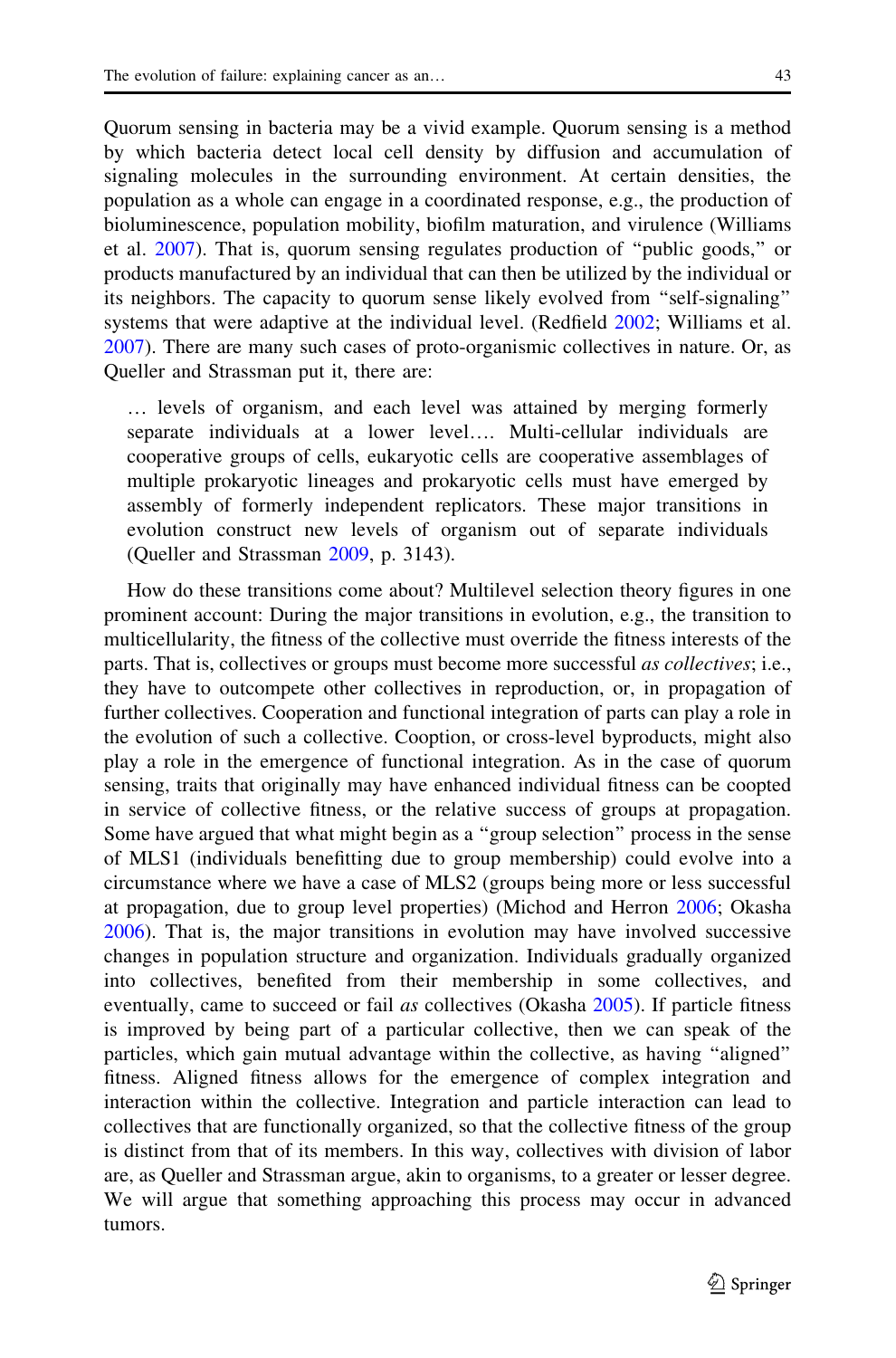Quorum sensing in bacteria may be a vivid example. Quorum sensing is a method by which bacteria detect local cell density by diffusion and accumulation of signaling molecules in the surrounding environment. At certain densities, the population as a whole can engage in a coordinated response, e.g., the production of bioluminescence, population mobility, biofilm maturation, and virulence (Williams et al. 2007). That is, quorum sensing regulates production of "public goods," or products manufactured by an individual that can then be utilized by the individual or its neighbors. The capacity to quorum sense likely evolved from "self-signaling" systems that were adaptive at the individual level. (Redfield 2002; Williams et al. 2007). There are many such cases of proto-organismic collectives in nature. Or, as Queller and Strassman put it, there are:

> … levels of organism, and each level was attained by merging formerly separate individuals at a lower level…. Multi-cellular individuals are cooperative groups of cells, eukaryotic cells are cooperative assemblages of multiple prokaryotic lineages and prokaryotic cells must have emerged by assembly of formerly independent replicators. These major transitions in evolution construct new levels of organism out of separate individuals (Queller and Strassman 2009, p. 3143).

How do these transitions come about? Multilevel selection theory figures in one prominent account: During the major transitions in evolution, e.g., the transition to multicellularity, the fitness of the collective must override the fitness interests of the parts. That is, collectives or groups must become more successful *as collectives*; i.e., they have to outcompete other collectives in reproduction, or, in propagation of further collectives. Cooperation and functional integration of parts can play a role in the evolution of such a collective. Cooption, or cross-level byproducts, might also play a role in the emergence of functional integration. As in the case of quorum sensing, traits that originally may have enhanced individual fitness can be coopted in service of collective fitness, or the relative success of groups at propagation. Some have argued that what might begin as a "group selection" process in the sense of MLS1 (individuals benefitting due to group membership) could evolve into a circumstance where we have a case of MLS2 (groups being more or less successful at propagation, due to group level properties) (Michod and Herron 2006; Okasha 2006). That is, the major transitions in evolution may have involved successive changes in population structure and organization. Individuals gradually organized into collectives, benefited from their membership in some collectives, and eventually, came to succeed or fail *as* collectives (Okasha 2005). If particle fitness is improved by being part of a particular collective, then we can speak of the particles, which gain mutual advantage within the collective, as having "aligned" fitness. Aligned fitness allows for the emergence of complex integration and interaction within the collective. Integration and particle interaction can lead to collectives that are functionally organized, so that the collective fitness of the group is distinct from that of its members. In this way, collectives with division of labor are, as Queller and Strassman argue, akin to organisms, to a greater or lesser degree. We will argue that something approaching this process may occur in advanced tumors.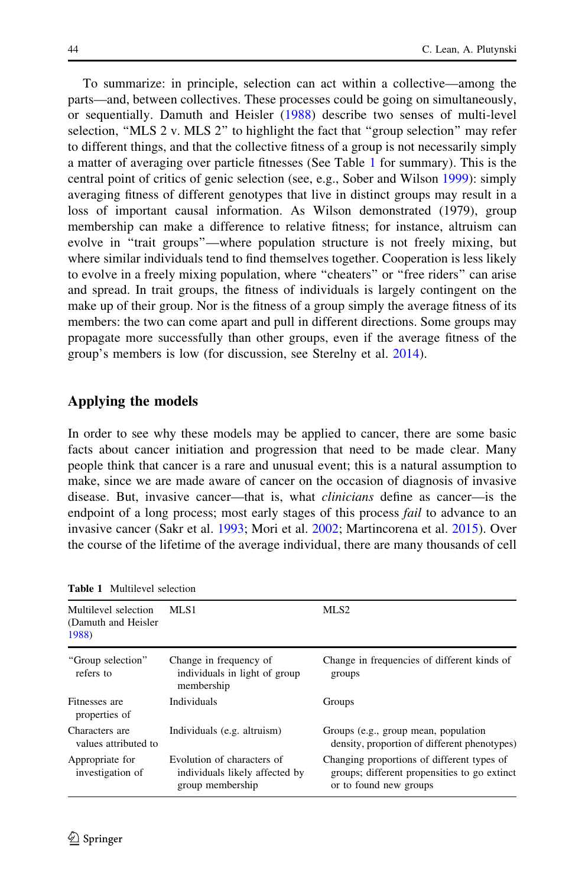To summarize: in principle, selection can act within a collective—among the parts—and, between collectives. These processes could be going on simultaneously, or sequentially. Damuth and Heisler (1988) describe two senses of multi-level selection, “MLS 2 v. MLS 2” to highlight the fact that “group selection” may refer to different things, and that the collective fitness of a group is not necessarily simply a matter of averaging over particle fitnesses (See Table 1 for summary). This is the central point of critics of genic selection (see, e.g., Sober and Wilson 1999): simply averaging fitness of different genotypes that live in distinct groups may result in a loss of important causal information. As Wilson demonstrated (1979), group membership can make a difference to relative fitness; for instance, altruism can evolve in “trait groups”—where population structure is not freely mixing, but where similar individuals tend to find themselves together. Cooperation is less likely to evolve in a freely mixing population, where “cheaters” or “free riders” can arise and spread. In trait groups, the fitness of individuals is largely contingent on the make up of their group. Nor is the fitness of a group simply the average fitness of its members: the two can come apart and pull in different directions. Some groups may propagate more successfully than other groups, even if the average fitness of the group’s members is low (for discussion, see Sterelny et al. 2014).

## Applying the models

In order to see why these models may be applied to cancer, there are some basic facts about cancer initiation and progression that need to be made clear. Many people think that cancer is a rare and unusual event; this is a natural assumption to make, since we are made aware of cancer on the occasion of diagnosis of invasive disease. But, invasive cancer—that is, what *clinicians* define as cancer—is the endpoint of a long process; most early stages of this process *fail* to advance to an invasive cancer (Sakr et al. 1993; Mori et al. 2002; Martincorena et al. 2015). Over the course of the lifetime of the average individual, there are many thousands of cell

**Table 1** Multilevel selection

| Multilevel selection (Damuth and Heisler 1988) | MLS1 | MLS2 |
|---|---|---|
| “Group selection” refers to | Change in frequency of individuals in light of group membership | Change in frequencies of different kinds of groups |
| Fitnesses are properties of | Individuals | Groups |
| Characters are values attributed to | Individuals (e.g. altruism) | Groups (e.g., group mean, population density, proportion of different phenotypes) |
| Appropriate for investigation of | Evolution of characters of individuals likely affected by group membership | Changing proportions of different types of groups; different propensities to go extinct or to found new groups |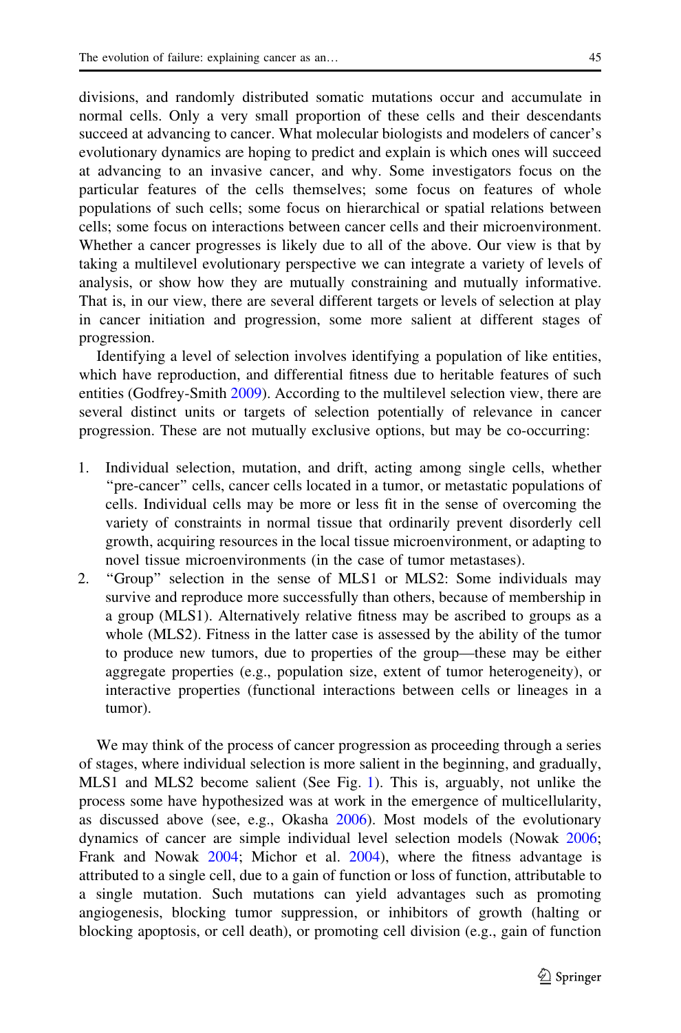divisions, and randomly distributed somatic mutations occur and accumulate in normal cells. Only a very small proportion of these cells and their descendants succeed at advancing to cancer. What molecular biologists and modelers of cancer's evolutionary dynamics are hoping to predict and explain is which ones will succeed at advancing to an invasive cancer, and why. Some investigators focus on the particular features of the cells themselves; some focus on features of whole populations of such cells; some focus on hierarchical or spatial relations between cells; some focus on interactions between cancer cells and their microenvironment. Whether a cancer progresses is likely due to all of the above. Our view is that by taking a multilevel evolutionary perspective we can integrate a variety of levels of analysis, or show how they are mutually constraining and mutually informative. That is, in our view, there are several different targets or levels of selection at play in cancer initiation and progression, some more salient at different stages of progression.

Identifying a level of selection involves identifying a population of like entities, which have reproduction, and differential fitness due to heritable features of such entities (Godfrey-Smith 2009). According to the multilevel selection view, there are several distinct units or targets of selection potentially of relevance in cancer progression. These are not mutually exclusive options, but may be co-occurring:

1. Individual selection, mutation, and drift, acting among single cells, whether "pre-cancer" cells, cancer cells located in a tumor, or metastatic populations of cells. Individual cells may be more or less fit in the sense of overcoming the variety of constraints in normal tissue that ordinarily prevent disorderly cell growth, acquiring resources in the local tissue microenvironment, or adapting to novel tissue microenvironments (in the case of tumor metastases).
2. "Group" selection in the sense of MLS1 or MLS2: Some individuals may survive and reproduce more successfully than others, because of membership in a group (MLS1). Alternatively relative fitness may be ascribed to groups as a whole (MLS2). Fitness in the latter case is assessed by the ability of the tumor to produce new tumors, due to properties of the group—these may be either aggregate properties (e.g., population size, extent of tumor heterogeneity), or interactive properties (functional interactions between cells or lineages in a tumor).

We may think of the process of cancer progression as proceeding through a series of stages, where individual selection is more salient in the beginning, and gradually, MLS1 and MLS2 become salient (See Fig. 1). This is, arguably, not unlike the process some have hypothesized was at work in the emergence of multicellularity, as discussed above (see, e.g., Okasha 2006). Most models of the evolutionary dynamics of cancer are simple individual level selection models (Nowak 2006; Frank and Nowak 2004; Michor et al. 2004), where the fitness advantage is attributed to a single cell, due to a gain of function or loss of function, attributable to a single mutation. Such mutations can yield advantages such as promoting angiogenesis, blocking tumor suppression, or inhibitors of growth (halting or blocking apoptosis, or cell death), or promoting cell division (e.g., gain of function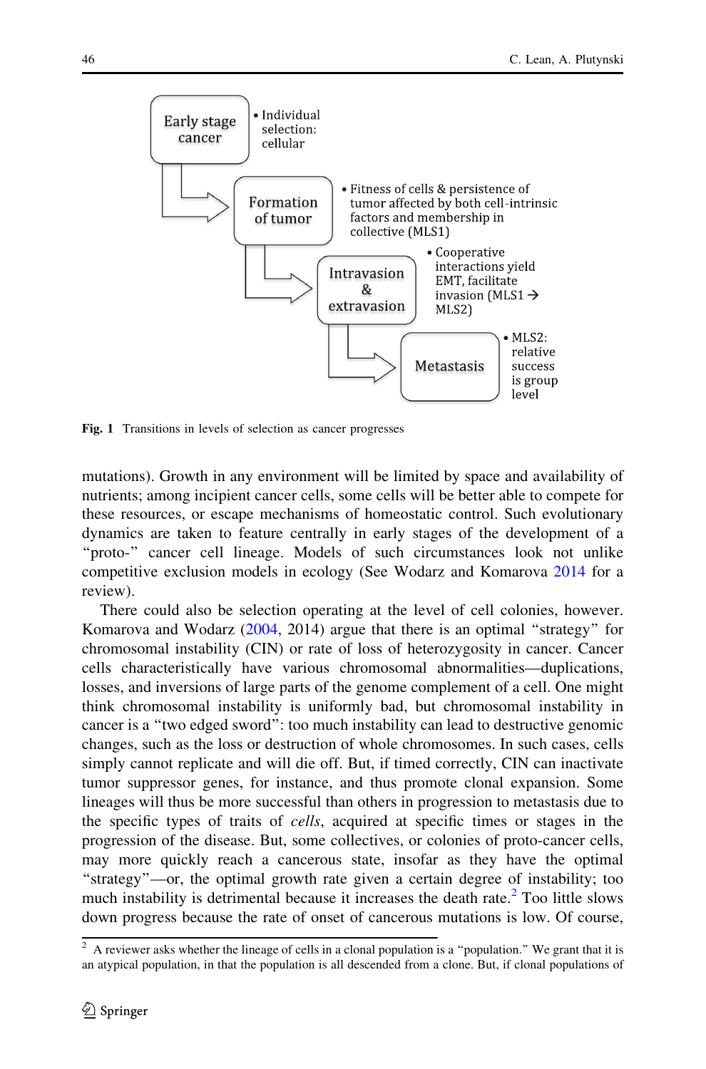Early stage cancer
- Individual selection: cellular

Formation of tumor
- Fitness of cells & persistence of tumor affected by both cell-intrinsic factors and membership in collective (MLS1)

Intravasion & extravasion
- Cooperative interactions yield EMT, facilitate invasion (MLS1 → MLS2)

Metastasis
- MLS2: relative success is group level

**Fig. 1** Transitions in levels of selection as cancer progresses

mutations). Growth in any environment will be limited by space and availability of nutrients; among incipient cancer cells, some cells will be better able to compete for these resources, or escape mechanisms of homeostatic control. Such evolutionary dynamics are taken to feature centrally in early stages of the development of a "proto-" cancer cell lineage. Models of such circumstances look not unlike competitive exclusion models in ecology (See Wodarz and Komarova 2014 for a review).

There could also be selection operating at the level of cell colonies, however. Komarova and Wodarz (2004, 2014) argue that there is an optimal "strategy" for chromosomal instability (CIN) or rate of loss of heterozygosity in cancer. Cancer cells characteristically have various chromosomal abnormalities—duplications, losses, and inversions of large parts of the genome complement of a cell. One might think chromosomal instability is uniformly bad, but chromosomal instability in cancer is a "two edged sword": too much instability can lead to destructive genomic changes, such as the loss or destruction of whole chromosomes. In such cases, cells simply cannot replicate and will die off. But, if timed correctly, CIN can inactivate tumor suppressor genes, for instance, and thus promote clonal expansion. Some lineages will thus be more successful than others in progression to metastasis due to the specific types of traits of *cells*, acquired at specific times or stages in the progression of the disease. But, some collectives, or colonies of proto-cancer cells, may more quickly reach a cancerous state, insofar as they have the optimal "strategy"—or, the optimal growth rate given a certain degree of instability; too much instability is detrimental because it increases the death rate.[2] Too little slows down progress because the rate of onset of cancerous mutations is low. Of course,

[2] A reviewer asks whether the lineage of cells in a clonal population is a "population." We grant that it is an atypical population, in that the population is all descended from a clone. But, if clonal populations of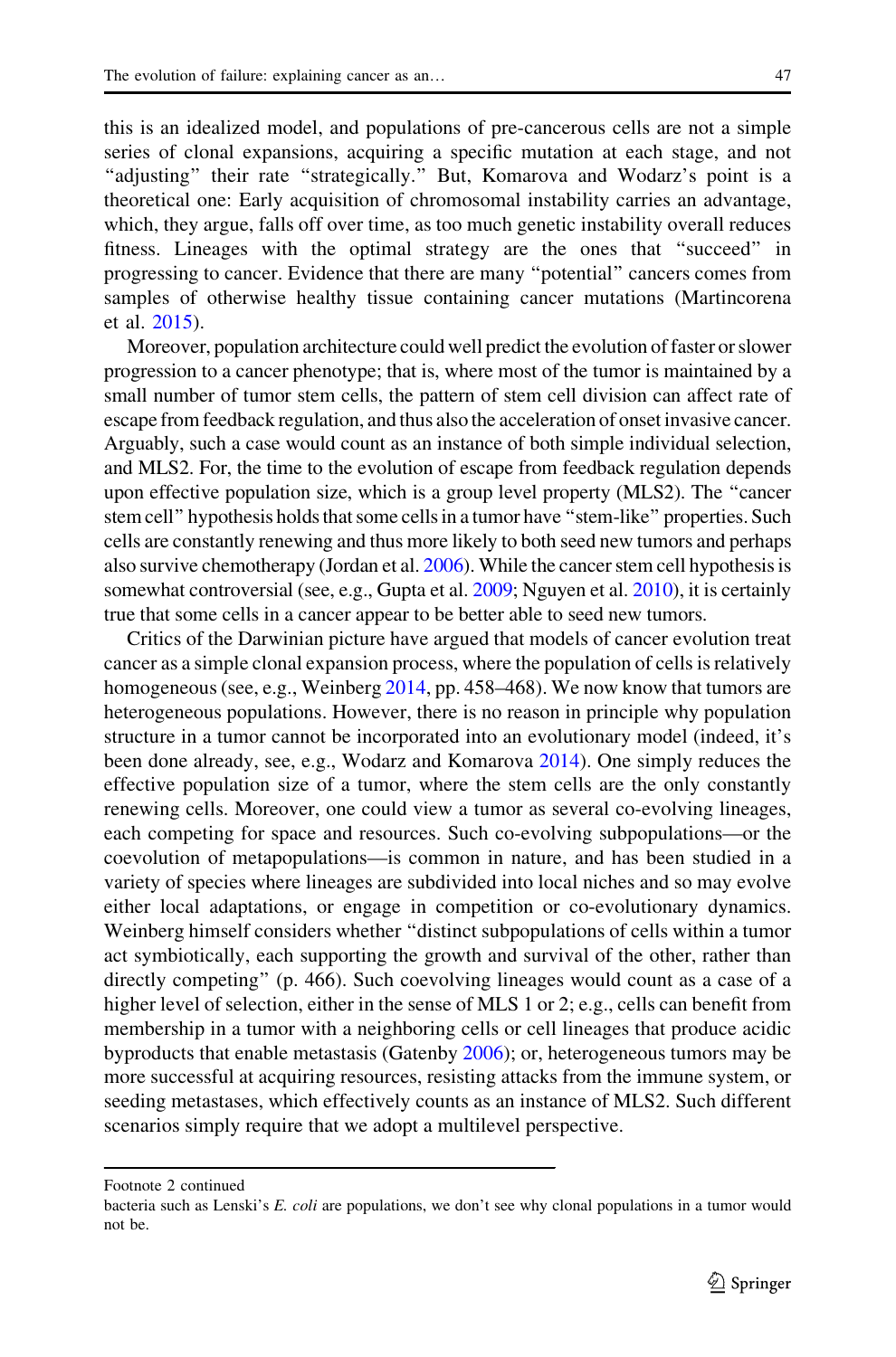this is an idealized model, and populations of pre-cancerous cells are not a simple series of clonal expansions, acquiring a specific mutation at each stage, and not "adjusting" their rate "strategically." But, Komarova and Wodarz's point is a theoretical one: Early acquisition of chromosomal instability carries an advantage, which, they argue, falls off over time, as too much genetic instability overall reduces fitness. Lineages with the optimal strategy are the ones that "succeed" in progressing to cancer. Evidence that there are many "potential" cancers comes from samples of otherwise healthy tissue containing cancer mutations (Martincorena et al. 2015).

Moreover, population architecture could well predict the evolution of faster or slower progression to a cancer phenotype; that is, where most of the tumor is maintained by a small number of tumor stem cells, the pattern of stem cell division can affect rate of escape from feedback regulation, and thus also the acceleration of onset invasive cancer. Arguably, such a case would count as an instance of both simple individual selection, and MLS2. For, the time to the evolution of escape from feedback regulation depends upon effective population size, which is a group level property (MLS2). The "cancer stem cell" hypothesis holds that some cells in a tumor have "stem-like" properties. Such cells are constantly renewing and thus more likely to both seed new tumors and perhaps also survive chemotherapy (Jordan et al. 2006). While the cancer stem cell hypothesis is somewhat controversial (see, e.g., Gupta et al. 2009; Nguyen et al. 2010), it is certainly true that some cells in a cancer appear to be better able to seed new tumors.

Critics of the Darwinian picture have argued that models of cancer evolution treat cancer as a simple clonal expansion process, where the population of cells is relatively homogeneous (see, e.g., Weinberg 2014, pp. 458–468). We now know that tumors are heterogeneous populations. However, there is no reason in principle why population structure in a tumor cannot be incorporated into an evolutionary model (indeed, it's been done already, see, e.g., Wodarz and Komarova 2014). One simply reduces the effective population size of a tumor, where the stem cells are the only constantly renewing cells. Moreover, one could view a tumor as several co-evolving lineages, each competing for space and resources. Such co-evolving subpopulations—or the coevolution of metapopulations—is common in nature, and has been studied in a variety of species where lineages are subdivided into local niches and so may evolve either local adaptations, or engage in competition or co-evolutionary dynamics. Weinberg himself considers whether "distinct subpopulations of cells within a tumor act symbiotically, each supporting the growth and survival of the other, rather than directly competing" (p. 466). Such coevolving lineages would count as a case of a higher level of selection, either in the sense of MLS 1 or 2; e.g., cells can benefit from membership in a tumor with a neighboring cells or cell lineages that produce acidic byproducts that enable metastasis (Gatenby 2006); or, heterogeneous tumors may be more successful at acquiring resources, resisting attacks from the immune system, or seeding metastases, which effectively counts as an instance of MLS2. Such different scenarios simply require that we adopt a multilevel perspective.

---

Footnote 2 continued

bacteria such as Lenski's *E. coli* are populations, we don't see why clonal populations in a tumor would not be.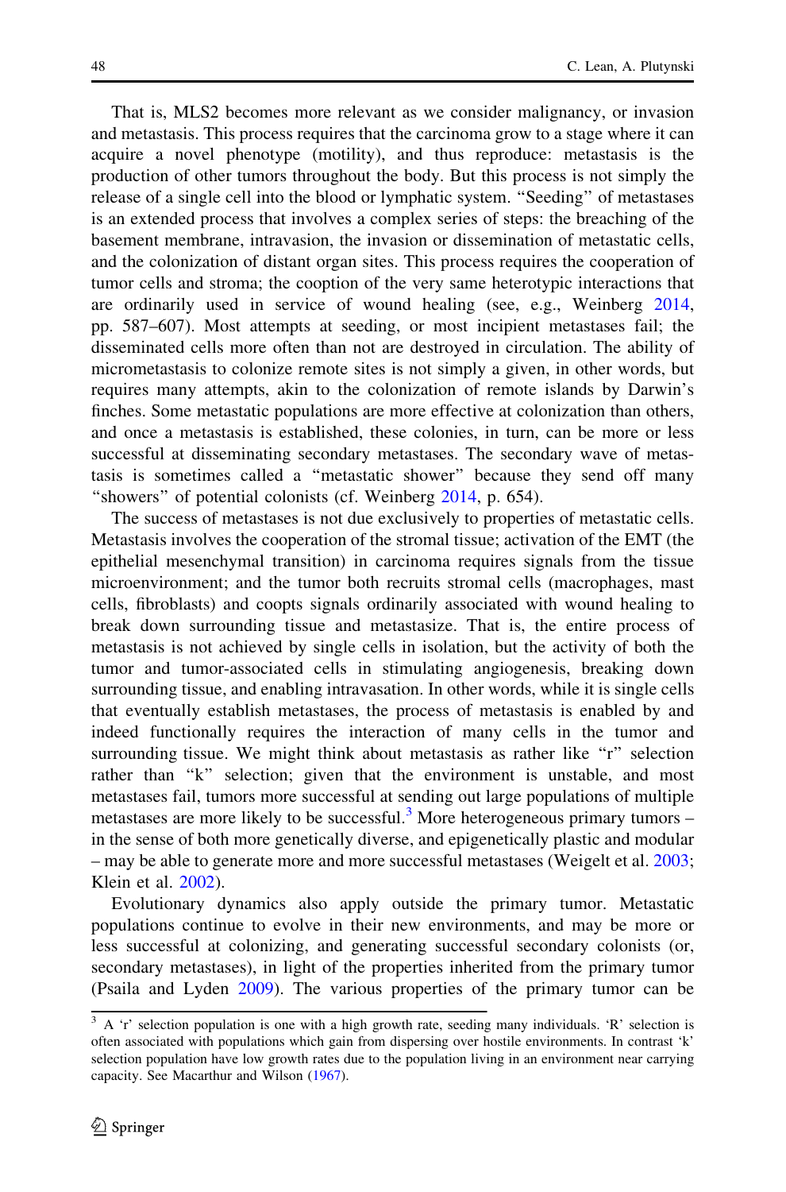That is, MLS2 becomes more relevant as we consider malignancy, or invasion and metastasis. This process requires that the carcinoma grow to a stage where it can acquire a novel phenotype (motility), and thus reproduce: metastasis is the production of other tumors throughout the body. But this process is not simply the release of a single cell into the blood or lymphatic system. "Seeding" of metastases is an extended process that involves a complex series of steps: the breaching of the basement membrane, intravasion, the invasion or dissemination of metastatic cells, and the colonization of distant organ sites. This process requires the cooperation of tumor cells and stroma; the cooption of the very same heterotypic interactions that are ordinarily used in service of wound healing (see, e.g., Weinberg 2014, pp. 587–607). Most attempts at seeding, or most incipient metastases fail; the disseminated cells more often than not are destroyed in circulation. The ability of micrometastasis to colonize remote sites is not simply a given, in other words, but requires many attempts, akin to the colonization of remote islands by Darwin's finches. Some metastatic populations are more effective at colonization than others, and once a metastasis is established, these colonies, in turn, can be more or less successful at disseminating secondary metastases. The secondary wave of metastasis is sometimes called a "metastatic shower" because they send off many "showers" of potential colonists (cf. Weinberg 2014, p. 654).

The success of metastases is not due exclusively to properties of metastatic cells. Metastasis involves the cooperation of the stromal tissue; activation of the EMT (the epithelial mesenchymal transition) in carcinoma requires signals from the tissue microenvironment; and the tumor both recruits stromal cells (macrophages, mast cells, fibroblasts) and coopts signals ordinarily associated with wound healing to break down surrounding tissue and metastasize. That is, the entire process of metastasis is not achieved by single cells in isolation, but the activity of both the tumor and tumor-associated cells in stimulating angiogenesis, breaking down surrounding tissue, and enabling intravasation. In other words, while it is single cells that eventually establish metastases, the process of metastasis is enabled by and indeed functionally requires the interaction of many cells in the tumor and surrounding tissue. We might think about metastasis as rather like "r" selection rather than "k" selection; given that the environment is unstable, and most metastases fail, tumors more successful at sending out large populations of multiple metastases are more likely to be successful.[3] More heterogeneous primary tumors – in the sense of both more genetically diverse, and epigenetically plastic and modular – may be able to generate more and more successful metastases (Weigelt et al. 2003; Klein et al. 2002).

Evolutionary dynamics also apply outside the primary tumor. Metastatic populations continue to evolve in their new environments, and may be more or less successful at colonizing, and generating successful secondary colonists (or, secondary metastases), in light of the properties inherited from the primary tumor (Psaila and Lyden 2009). The various properties of the primary tumor can be

[3] A 'r' selection population is one with a high growth rate, seeding many individuals. 'R' selection is often associated with populations which gain from dispersing over hostile environments. In contrast 'k' selection population have low growth rates due to the population living in an environment near carrying capacity. See Macarthur and Wilson (1967).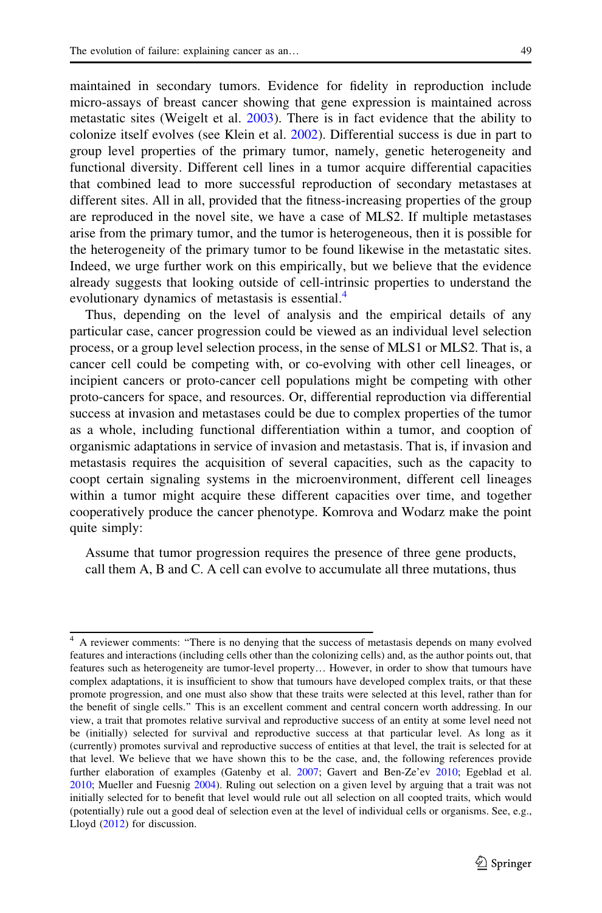maintained in secondary tumors. Evidence for fidelity in reproduction include micro-assays of breast cancer showing that gene expression is maintained across metastatic sites (Weigelt et al. 2003). There is in fact evidence that the ability to colonize itself evolves (see Klein et al. 2002). Differential success is due in part to group level properties of the primary tumor, namely, genetic heterogeneity and functional diversity. Different cell lines in a tumor acquire differential capacities that combined lead to more successful reproduction of secondary metastases at different sites. All in all, provided that the fitness-increasing properties of the group are reproduced in the novel site, we have a case of MLS2. If multiple metastases arise from the primary tumor, and the tumor is heterogeneous, then it is possible for the heterogeneity of the primary tumor to be found likewise in the metastatic sites. Indeed, we urge further work on this empirically, but we believe that the evidence already suggests that looking outside of cell-intrinsic properties to understand the evolutionary dynamics of metastasis is essential.[4]

Thus, depending on the level of analysis and the empirical details of any particular case, cancer progression could be viewed as an individual level selection process, or a group level selection process, in the sense of MLS1 or MLS2. That is, a cancer cell could be competing with, or co-evolving with other cell lineages, or incipient cancers or proto-cancer cell populations might be competing with other proto-cancers for space, and resources. Or, differential reproduction via differential success at invasion and metastases could be due to complex properties of the tumor as a whole, including functional differentiation within a tumor, and cooption of organismic adaptations in service of invasion and metastasis. That is, if invasion and metastasis requires the acquisition of several capacities, such as the capacity to coopt certain signaling systems in the microenvironment, different cell lineages within a tumor might acquire these different capacities over time, and together cooperatively produce the cancer phenotype. Komrova and Wodarz make the point quite simply:

> Assume that tumor progression requires the presence of three gene products, call them A, B and C. A cell can evolve to accumulate all three mutations, thus

[4] A reviewer comments: "There is no denying that the success of metastasis depends on many evolved features and interactions (including cells other than the colonizing cells) and, as the author points out, that features such as heterogeneity are tumor-level property… However, in order to show that tumours have complex adaptations, it is insufficient to show that tumours have developed complex traits, or that these promote progression, and one must also show that these traits were selected at this level, rather than for the benefit of single cells." This is an excellent comment and central concern worth addressing. In our view, a trait that promotes relative survival and reproductive success of an entity at some level need not be (initially) selected for survival and reproductive success at that particular level. As long as it (currently) promotes survival and reproductive success of entities at that level, the trait is selected for at that level. We believe that we have shown this to be the case, and, the following references provide further elaboration of examples (Gatenby et al. 2007; Gavert and Ben-Ze'ev 2010; Egeblad et al. 2010; Mueller and Fuesnig 2004). Ruling out selection on a given level by arguing that a trait was not initially selected for to benefit that level would rule out all selection on all coopted traits, which would (potentially) rule out a good deal of selection even at the level of individual cells or organisms. See, e.g., Lloyd (2012) for discussion.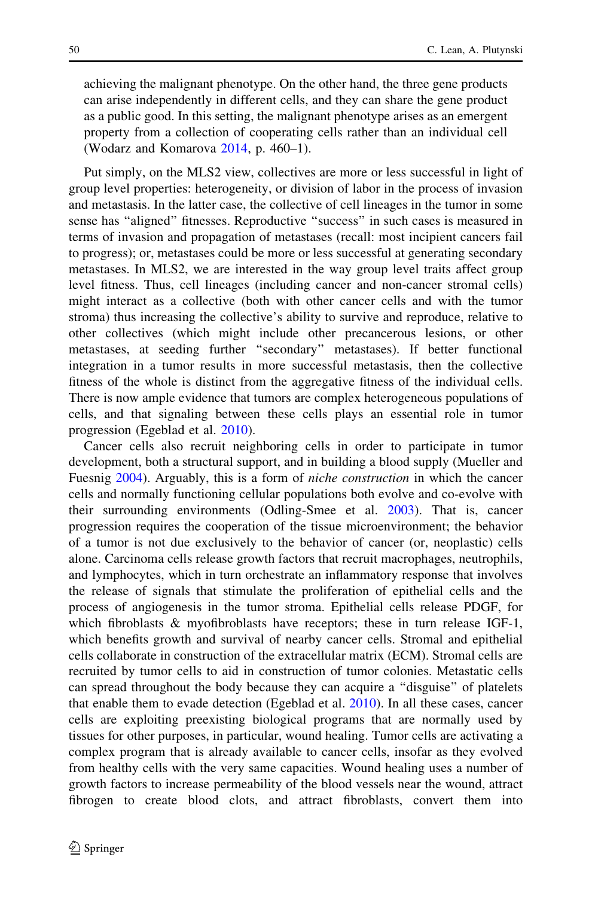achieving the malignant phenotype. On the other hand, the three gene products can arise independently in different cells, and they can share the gene product as a public good. In this setting, the malignant phenotype arises as an emergent property from a collection of cooperating cells rather than an individual cell (Wodarz and Komarova 2014, p. 460–1).

Put simply, on the MLS2 view, collectives are more or less successful in light of group level properties: heterogeneity, or division of labor in the process of invasion and metastasis. In the latter case, the collective of cell lineages in the tumor in some sense has "aligned" fitnesses. Reproductive "success" in such cases is measured in terms of invasion and propagation of metastases (recall: most incipient cancers fail to progress); or, metastases could be more or less successful at generating secondary metastases. In MLS2, we are interested in the way group level traits affect group level fitness. Thus, cell lineages (including cancer and non-cancer stromal cells) might interact as a collective (both with other cancer cells and with the tumor stroma) thus increasing the collective's ability to survive and reproduce, relative to other collectives (which might include other precancerous lesions, or other metastases, at seeding further "secondary" metastases). If better functional integration in a tumor results in more successful metastasis, then the collective fitness of the whole is distinct from the aggregative fitness of the individual cells. There is now ample evidence that tumors are complex heterogeneous populations of cells, and that signaling between these cells plays an essential role in tumor progression (Egeblad et al. 2010).

Cancer cells also recruit neighboring cells in order to participate in tumor development, both a structural support, and in building a blood supply (Mueller and Fuesnig 2004). Arguably, this is a form of *niche construction* in which the cancer cells and normally functioning cellular populations both evolve and co-evolve with their surrounding environments (Odling-Smee et al. 2003). That is, cancer progression requires the cooperation of the tissue microenvironment; the behavior of a tumor is not due exclusively to the behavior of cancer (or, neoplastic) cells alone. Carcinoma cells release growth factors that recruit macrophages, neutrophils, and lymphocytes, which in turn orchestrate an inflammatory response that involves the release of signals that stimulate the proliferation of epithelial cells and the process of angiogenesis in the tumor stroma. Epithelial cells release PDGF, for which fibroblasts & myofibroblasts have receptors; these in turn release IGF-1, which benefits growth and survival of nearby cancer cells. Stromal and epithelial cells collaborate in construction of the extracellular matrix (ECM). Stromal cells are recruited by tumor cells to aid in construction of tumor colonies. Metastatic cells can spread throughout the body because they can acquire a "disguise" of platelets that enable them to evade detection (Egeblad et al. 2010). In all these cases, cancer cells are exploiting preexisting biological programs that are normally used by tissues for other purposes, in particular, wound healing. Tumor cells are activating a complex program that is already available to cancer cells, insofar as they evolved from healthy cells with the very same capacities. Wound healing uses a number of growth factors to increase permeability of the blood vessels near the wound, attract fibrogen to create blood clots, and attract fibroblasts, convert them into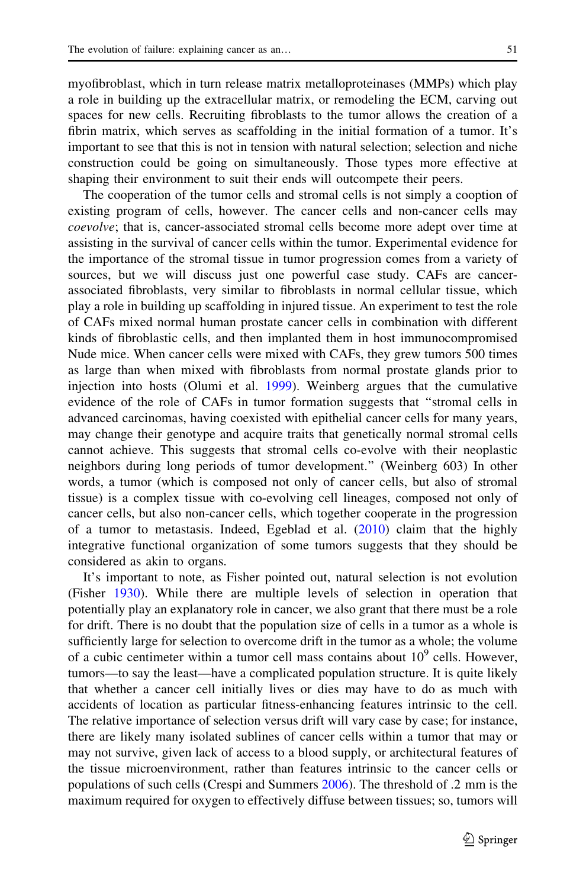myofibroblast, which in turn release matrix metalloproteinases (MMPs) which play a role in building up the extracellular matrix, or remodeling the ECM, carving out spaces for new cells. Recruiting fibroblasts to the tumor allows the creation of a fibrin matrix, which serves as scaffolding in the initial formation of a tumor. It's important to see that this is not in tension with natural selection; selection and niche construction could be going on simultaneously. Those types more effective at shaping their environment to suit their ends will outcompete their peers.

The cooperation of the tumor cells and stromal cells is not simply a cooption of existing program of cells, however. The cancer cells and non-cancer cells may *coevolve*; that is, cancer-associated stromal cells become more adept over time at assisting in the survival of cancer cells within the tumor. Experimental evidence for the importance of the stromal tissue in tumor progression comes from a variety of sources, but we will discuss just one powerful case study. CAFs are cancer-associated fibroblasts, very similar to fibroblasts in normal cellular tissue, which play a role in building up scaffolding in injured tissue. An experiment to test the role of CAFs mixed normal human prostate cancer cells in combination with different kinds of fibroblastic cells, and then implanted them in host immunocompromised Nude mice. When cancer cells were mixed with CAFs, they grew tumors 500 times as large than when mixed with fibroblasts from normal prostate glands prior to injection into hosts (Olumi et al. 1999). Weinberg argues that the cumulative evidence of the role of CAFs in tumor formation suggests that "stromal cells in advanced carcinomas, having coexisted with epithelial cancer cells for many years, may change their genotype and acquire traits that genetically normal stromal cells cannot achieve. This suggests that stromal cells co-evolve with their neoplastic neighbors during long periods of tumor development." (Weinberg 603) In other words, a tumor (which is composed not only of cancer cells, but also of stromal tissue) is a complex tissue with co-evolving cell lineages, composed not only of cancer cells, but also non-cancer cells, which together cooperate in the progression of a tumor to metastasis. Indeed, Egeblad et al. (2010) claim that the highly integrative functional organization of some tumors suggests that they should be considered as akin to organs.

It's important to note, as Fisher pointed out, natural selection is not evolution (Fisher 1930). While there are multiple levels of selection in operation that potentially play an explanatory role in cancer, we also grant that there must be a role for drift. There is no doubt that the population size of cells in a tumor as a whole is sufficiently large for selection to overcome drift in the tumor as a whole; the volume of a cubic centimeter within a tumor cell mass contains about $10^9$ cells. However, tumors—to say the least—have a complicated population structure. It is quite likely that whether a cancer cell initially lives or dies may have to do as much with accidents of location as particular fitness-enhancing features intrinsic to the cell. The relative importance of selection versus drift will vary case by case; for instance, there are likely many isolated sublines of cancer cells within a tumor that may or may not survive, given lack of access to a blood supply, or architectural features of the tissue microenvironment, rather than features intrinsic to the cancer cells or populations of such cells (Crespi and Summers 2006). The threshold of .2 mm is the maximum required for oxygen to effectively diffuse between tissues; so, tumors will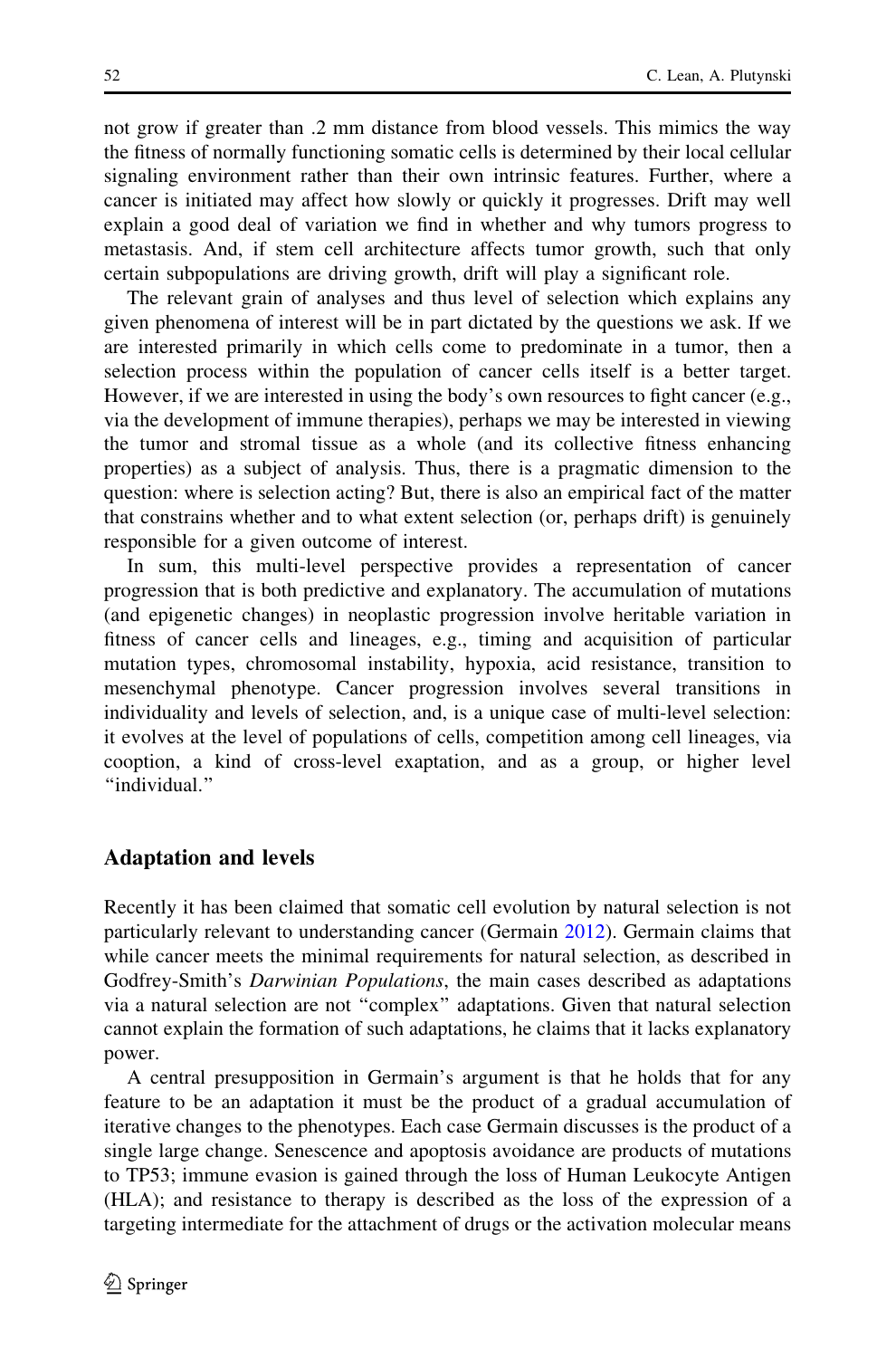not grow if greater than .2 mm distance from blood vessels. This mimics the way the fitness of normally functioning somatic cells is determined by their local cellular signaling environment rather than their own intrinsic features. Further, where a cancer is initiated may affect how slowly or quickly it progresses. Drift may well explain a good deal of variation we find in whether and why tumors progress to metastasis. And, if stem cell architecture affects tumor growth, such that only certain subpopulations are driving growth, drift will play a significant role.

The relevant grain of analyses and thus level of selection which explains any given phenomena of interest will be in part dictated by the questions we ask. If we are interested primarily in which cells come to predominate in a tumor, then a selection process within the population of cancer cells itself is a better target. However, if we are interested in using the body's own resources to fight cancer (e.g., via the development of immune therapies), perhaps we may be interested in viewing the tumor and stromal tissue as a whole (and its collective fitness enhancing properties) as a subject of analysis. Thus, there is a pragmatic dimension to the question: where is selection acting? But, there is also an empirical fact of the matter that constrains whether and to what extent selection (or, perhaps drift) is genuinely responsible for a given outcome of interest.

In sum, this multi-level perspective provides a representation of cancer progression that is both predictive and explanatory. The accumulation of mutations (and epigenetic changes) in neoplastic progression involve heritable variation in fitness of cancer cells and lineages, e.g., timing and acquisition of particular mutation types, chromosomal instability, hypoxia, acid resistance, transition to mesenchymal phenotype. Cancer progression involves several transitions in individuality and levels of selection, and, is a unique case of multi-level selection: it evolves at the level of populations of cells, competition among cell lineages, via cooption, a kind of cross-level exaptation, and as a group, or higher level "individual."

## Adaptation and levels

Recently it has been claimed that somatic cell evolution by natural selection is not particularly relevant to understanding cancer (Germain 2012). Germain claims that while cancer meets the minimal requirements for natural selection, as described in Godfrey-Smith's *Darwinian Populations*, the main cases described as adaptations via a natural selection are not "complex" adaptations. Given that natural selection cannot explain the formation of such adaptations, he claims that it lacks explanatory power.

A central presupposition in Germain's argument is that he holds that for any feature to be an adaptation it must be the product of a gradual accumulation of iterative changes to the phenotypes. Each case Germain discusses is the product of a single large change. Senescence and apoptosis avoidance are products of mutations to TP53; immune evasion is gained through the loss of Human Leukocyte Antigen (HLA); and resistance to therapy is described as the loss of the expression of a targeting intermediate for the attachment of drugs or the activation molecular means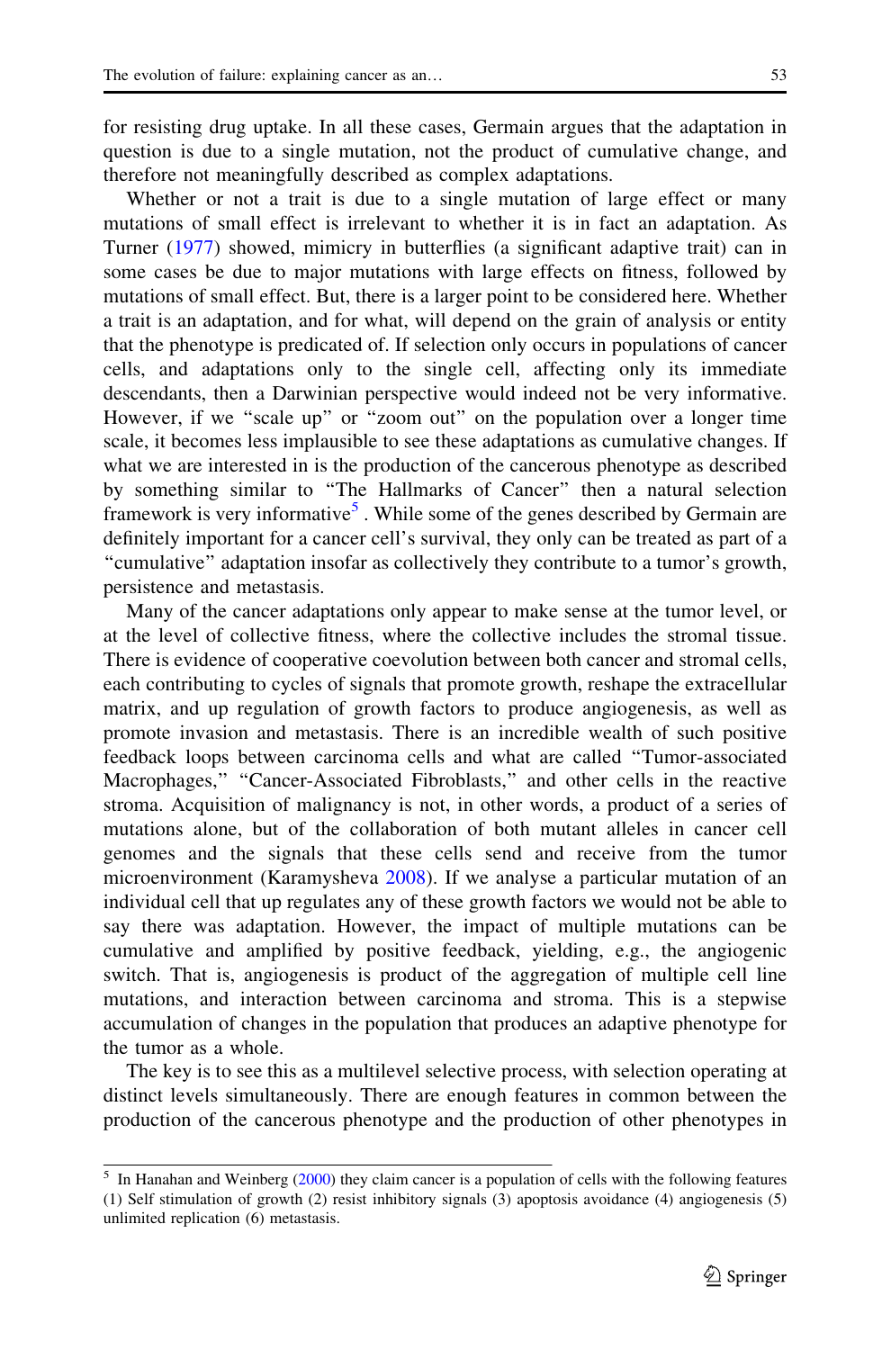for resisting drug uptake. In all these cases, Germain argues that the adaptation in question is due to a single mutation, not the product of cumulative change, and therefore not meaningfully described as complex adaptations.

Whether or not a trait is due to a single mutation of large effect or many mutations of small effect is irrelevant to whether it is in fact an adaptation. As Turner (1977) showed, mimicry in butterflies (a significant adaptive trait) can in some cases be due to major mutations with large effects on fitness, followed by mutations of small effect. But, there is a larger point to be considered here. Whether a trait is an adaptation, and for what, will depend on the grain of analysis or entity that the phenotype is predicated of. If selection only occurs in populations of cancer cells, and adaptations only to the single cell, affecting only its immediate descendants, then a Darwinian perspective would indeed not be very informative. However, if we "scale up" or "zoom out" on the population over a longer time scale, it becomes less implausible to see these adaptations as cumulative changes. If what we are interested in is the production of the cancerous phenotype as described by something similar to "The Hallmarks of Cancer" then a natural selection framework is very informative[5]. While some of the genes described by Germain are definitely important for a cancer cell's survival, they only can be treated as part of a "cumulative" adaptation insofar as collectively they contribute to a tumor's growth, persistence and metastasis.

Many of the cancer adaptations only appear to make sense at the tumor level, or at the level of collective fitness, where the collective includes the stromal tissue. There is evidence of cooperative coevolution between both cancer and stromal cells, each contributing to cycles of signals that promote growth, reshape the extracellular matrix, and up regulation of growth factors to produce angiogenesis, as well as promote invasion and metastasis. There is an incredible wealth of such positive feedback loops between carcinoma cells and what are called "Tumor-associated Macrophages," "Cancer-Associated Fibroblasts," and other cells in the reactive stroma. Acquisition of malignancy is not, in other words, a product of a series of mutations alone, but of the collaboration of both mutant alleles in cancer cell genomes and the signals that these cells send and receive from the tumor microenvironment (Karamysheva 2008). If we analyse a particular mutation of an individual cell that up regulates any of these growth factors we would not be able to say there was adaptation. However, the impact of multiple mutations can be cumulative and amplified by positive feedback, yielding, e.g., the angiogenic switch. That is, angiogenesis is product of the aggregation of multiple cell line mutations, and interaction between carcinoma and stroma. This is a stepwise accumulation of changes in the population that produces an adaptive phenotype for the tumor as a whole.

The key is to see this as a multilevel selective process, with selection operating at distinct levels simultaneously. There are enough features in common between the production of the cancerous phenotype and the production of other phenotypes in

---

[5] In Hanahan and Weinberg (2000) they claim cancer is a population of cells with the following features (1) Self stimulation of growth (2) resist inhibitory signals (3) apoptosis avoidance (4) angiogenesis (5) unlimited replication (6) metastasis.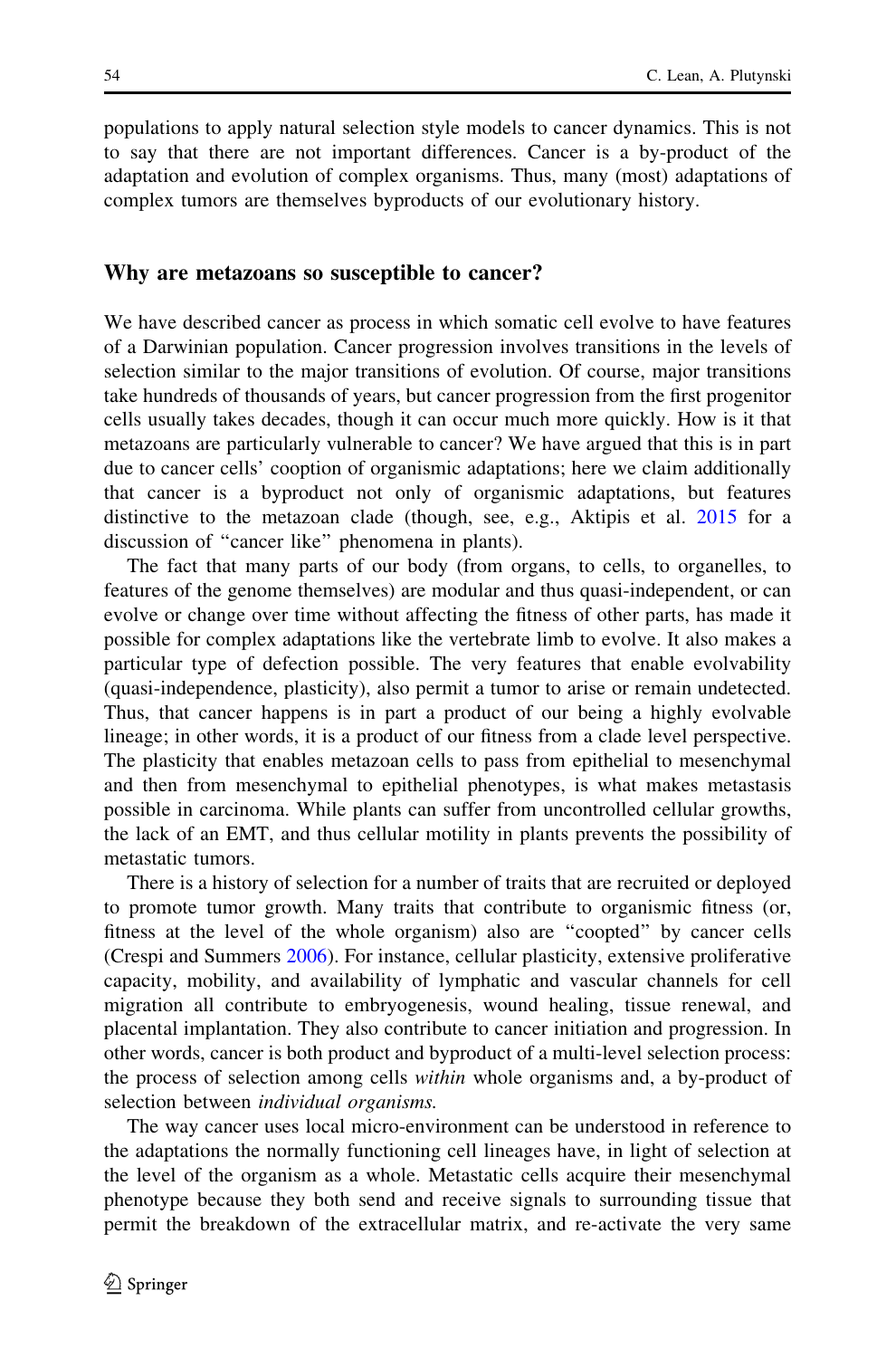populations to apply natural selection style models to cancer dynamics. This is not to say that there are not important differences. Cancer is a by-product of the adaptation and evolution of complex organisms. Thus, many (most) adaptations of complex tumors are themselves byproducts of our evolutionary history.

## Why are metazoans so susceptible to cancer?

We have described cancer as process in which somatic cell evolve to have features of a Darwinian population. Cancer progression involves transitions in the levels of selection similar to the major transitions of evolution. Of course, major transitions take hundreds of thousands of years, but cancer progression from the first progenitor cells usually takes decades, though it can occur much more quickly. How is it that metazoans are particularly vulnerable to cancer? We have argued that this is in part due to cancer cells' cooption of organismic adaptations; here we claim additionally that cancer is a byproduct not only of organismic adaptations, but features distinctive to the metazoan clade (though, see, e.g., Aktipis et al. 2015 for a discussion of "cancer like" phenomena in plants).

The fact that many parts of our body (from organs, to cells, to organelles, to features of the genome themselves) are modular and thus quasi-independent, or can evolve or change over time without affecting the fitness of other parts, has made it possible for complex adaptations like the vertebrate limb to evolve. It also makes a particular type of defection possible. The very features that enable evolvability (quasi-independence, plasticity), also permit a tumor to arise or remain undetected. Thus, that cancer happens is in part a product of our being a highly evolvable lineage; in other words, it is a product of our fitness from a clade level perspective. The plasticity that enables metazoan cells to pass from epithelial to mesenchymal and then from mesenchymal to epithelial phenotypes, is what makes metastasis possible in carcinoma. While plants can suffer from uncontrolled cellular growths, the lack of an EMT, and thus cellular motility in plants prevents the possibility of metastatic tumors.

There is a history of selection for a number of traits that are recruited or deployed to promote tumor growth. Many traits that contribute to organismic fitness (or, fitness at the level of the whole organism) also are "coopted" by cancer cells (Crespi and Summers 2006). For instance, cellular plasticity, extensive proliferative capacity, mobility, and availability of lymphatic and vascular channels for cell migration all contribute to embryogenesis, wound healing, tissue renewal, and placental implantation. They also contribute to cancer initiation and progression. In other words, cancer is both product and byproduct of a multi-level selection process: the process of selection among cells *within* whole organisms and, a by-product of selection between *individual organisms.*

The way cancer uses local micro-environment can be understood in reference to the adaptations the normally functioning cell lineages have, in light of selection at the level of the organism as a whole. Metastatic cells acquire their mesenchymal phenotype because they both send and receive signals to surrounding tissue that permit the breakdown of the extracellular matrix, and re-activate the very same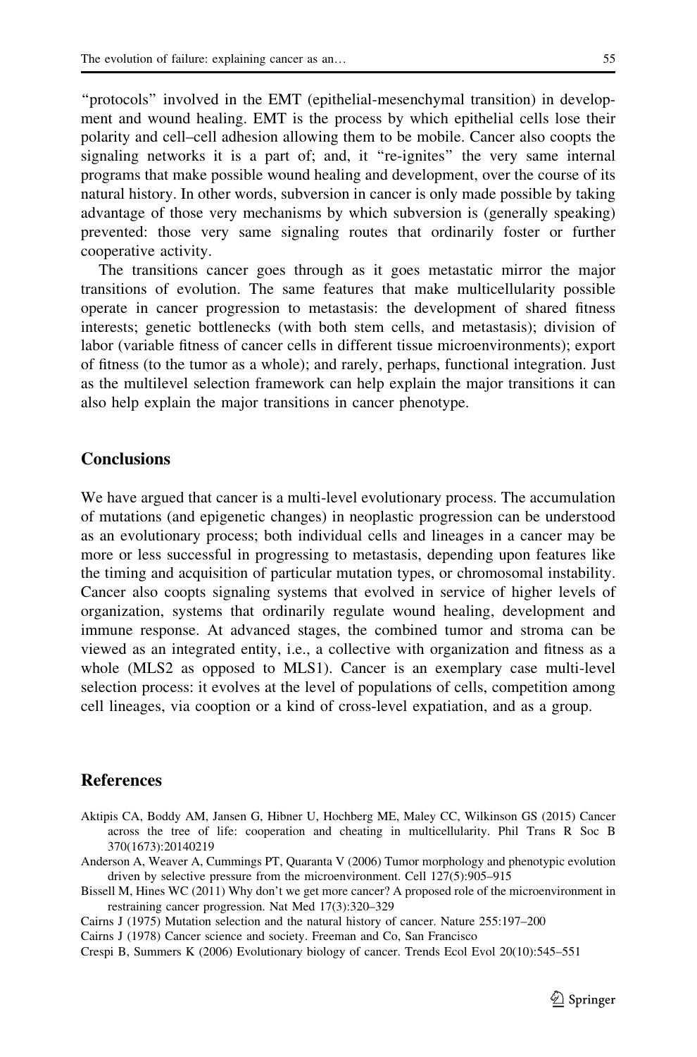"protocols" involved in the EMT (epithelial-mesenchymal transition) in development and wound healing. EMT is the process by which epithelial cells lose their polarity and cell–cell adhesion allowing them to be mobile. Cancer also coopts the signaling networks it is a part of; and, it "re-ignites" the very same internal programs that make possible wound healing and development, over the course of its natural history. In other words, subversion in cancer is only made possible by taking advantage of those very mechanisms by which subversion is (generally speaking) prevented: those very same signaling routes that ordinarily foster or further cooperative activity.

The transitions cancer goes through as it goes metastatic mirror the major transitions of evolution. The same features that make multicellularity possible operate in cancer progression to metastasis: the development of shared fitness interests; genetic bottlenecks (with both stem cells, and metastasis); division of labor (variable fitness of cancer cells in different tissue microenvironments); export of fitness (to the tumor as a whole); and rarely, perhaps, functional integration. Just as the multilevel selection framework can help explain the major transitions it can also help explain the major transitions in cancer phenotype.

## Conclusions

We have argued that cancer is a multi-level evolutionary process. The accumulation of mutations (and epigenetic changes) in neoplastic progression can be understood as an evolutionary process; both individual cells and lineages in a cancer may be more or less successful in progressing to metastasis, depending upon features like the timing and acquisition of particular mutation types, or chromosomal instability. Cancer also coopts signaling systems that evolved in service of higher levels of organization, systems that ordinarily regulate wound healing, development and immune response. At advanced stages, the combined tumor and stroma can be viewed as an integrated entity, i.e., a collective with organization and fitness as a whole (MLS2 as opposed to MLS1). Cancer is an exemplary case multi-level selection process: it evolves at the level of populations of cells, competition among cell lineages, via cooption or a kind of cross-level expatiation, and as a group.

## References

Aktipis CA, Boddy AM, Jansen G, Hibner U, Hochberg ME, Maley CC, Wilkinson GS (2015) Cancer across the tree of life: cooperation and cheating in multicellularity. Phil Trans R Soc B 370(1673):20140219

Anderson A, Weaver A, Cummings PT, Quaranta V (2006) Tumor morphology and phenotypic evolution driven by selective pressure from the microenvironment. Cell 127(5):905–915

Bissell M, Hines WC (2011) Why don't we get more cancer? A proposed role of the microenvironment in restraining cancer progression. Nat Med 17(3):320–329

Cairns J (1975) Mutation selection and the natural history of cancer. Nature 255:197–200

Cairns J (1978) Cancer science and society. Freeman and Co, San Francisco

Crespi B, Summers K (2006) Evolutionary biology of cancer. Trends Ecol Evol 20(10):545–551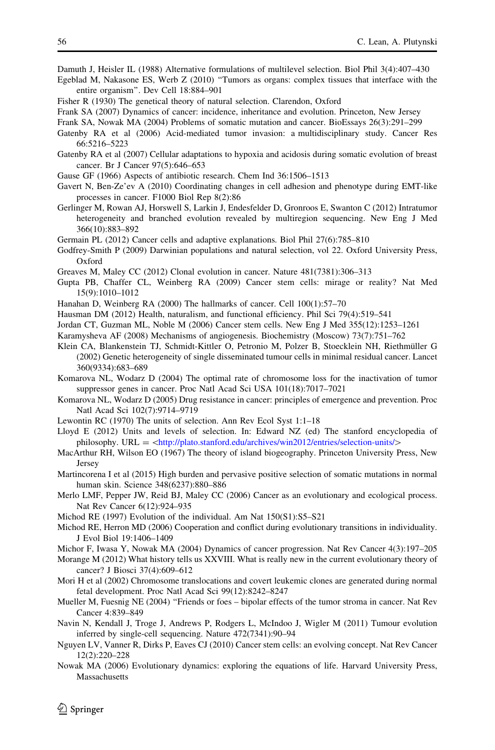Damuth J, Heisler IL (1988) Alternative formulations of multilevel selection. Biol Phil 3(4):407–430

Egeblad M, Nakasone ES, Werb Z (2010) "Tumors as organs: complex tissues that interface with the entire organism". Dev Cell 18:884–901

Fisher R (1930) The genetical theory of natural selection. Clarendon, Oxford

Frank SA (2007) Dynamics of cancer: incidence, inheritance and evolution. Princeton, New Jersey

Frank SA, Nowak MA (2004) Problems of somatic mutation and cancer. BioEssays 26(3):291–299

Gatenby RA et al (2006) Acid-mediated tumor invasion: a multidisciplinary study. Cancer Res 66:5216–5223

Gatenby RA et al (2007) Cellular adaptations to hypoxia and acidosis during somatic evolution of breast cancer. Br J Cancer 97(5):646–653

Gause GF (1966) Aspects of antibiotic research. Chem Ind 36:1506–1513

Gavert N, Ben-Ze'ev A (2010) Coordinating changes in cell adhesion and phenotype during EMT-like processes in cancer. F1000 Biol Rep 8(2):86

Gerlinger M, Rowan AJ, Horswell S, Larkin J, Endesfelder D, Gronroos E, Swanton C (2012) Intratumor heterogeneity and branched evolution revealed by multiregion sequencing. New Eng J Med 366(10):883–892

Germain PL (2012) Cancer cells and adaptive explanations. Biol Phil 27(6):785–810

Godfrey-Smith P (2009) Darwinian populations and natural selection, vol 22. Oxford University Press, Oxford

Greaves M, Maley CC (2012) Clonal evolution in cancer. Nature 481(7381):306–313

Gupta PB, Chaffer CL, Weinberg RA (2009) Cancer stem cells: mirage or reality? Nat Med 15(9):1010–1012

Hanahan D, Weinberg RA (2000) The hallmarks of cancer. Cell 100(1):57–70

Hausman DM (2012) Health, naturalism, and functional efficiency. Phil Sci 79(4):519–541

Jordan CT, Guzman ML, Noble M (2006) Cancer stem cells. New Eng J Med 355(12):1253–1261

Karamysheva AF (2008) Mechanisms of angiogenesis. Biochemistry (Moscow) 73(7):751–762

Klein CA, Blankenstein TJ, Schmidt-Kittler O, Petronio M, Polzer B, Stoecklein NH, Riethmüller G (2002) Genetic heterogeneity of single disseminated tumour cells in minimal residual cancer. Lancet 360(9334):683–689

Komarova NL, Wodarz D (2004) The optimal rate of chromosome loss for the inactivation of tumor suppressor genes in cancer. Proc Natl Acad Sci USA 101(18):7017–7021

Komarova NL, Wodarz D (2005) Drug resistance in cancer: principles of emergence and prevention. Proc Natl Acad Sci 102(7):9714–9719

Lewontin RC (1970) The units of selection. Ann Rev Ecol Syst 1:1–18

Lloyd E (2012) Units and levels of selection. In: Edward NZ (ed) The stanford encyclopedia of philosophy. URL = <http://plato.stanford.edu/archives/win2012/entries/selection-units/>

MacArthur RH, Wilson EO (1967) The theory of island biogeography. Princeton University Press, New Jersey

Martincorena I et al (2015) High burden and pervasive positive selection of somatic mutations in normal human skin. Science 348(6237):880–886

Merlo LMF, Pepper JW, Reid BJ, Maley CC (2006) Cancer as an evolutionary and ecological process. Nat Rev Cancer 6(12):924–935

Michod RE (1997) Evolution of the individual. Am Nat 150(S1):S5–S21

Michod RE, Herron MD (2006) Cooperation and conflict during evolutionary transitions in individuality. J Evol Biol 19:1406–1409

Michor F, Iwasa Y, Nowak MA (2004) Dynamics of cancer progression. Nat Rev Cancer 4(3):197–205

Morange M (2012) What history tells us XXVIII. What is really new in the current evolutionary theory of cancer? J Biosci 37(4):609–612

Mori H et al (2002) Chromosome translocations and covert leukemic clones are generated during normal fetal development. Proc Natl Acad Sci 99(12):8242–8247

Mueller M, Fuesnig NE (2004) "Friends or foes – bipolar effects of the tumor stroma in cancer. Nat Rev Cancer 4:839–849

Navin N, Kendall J, Troge J, Andrews P, Rodgers L, McIndoo J, Wigler M (2011) Tumour evolution inferred by single-cell sequencing. Nature 472(7341):90–94

Nguyen LV, Vanner R, Dirks P, Eaves CJ (2010) Cancer stem cells: an evolving concept. Nat Rev Cancer 12(2):220–228

Nowak MA (2006) Evolutionary dynamics: exploring the equations of life. Harvard University Press, Massachusetts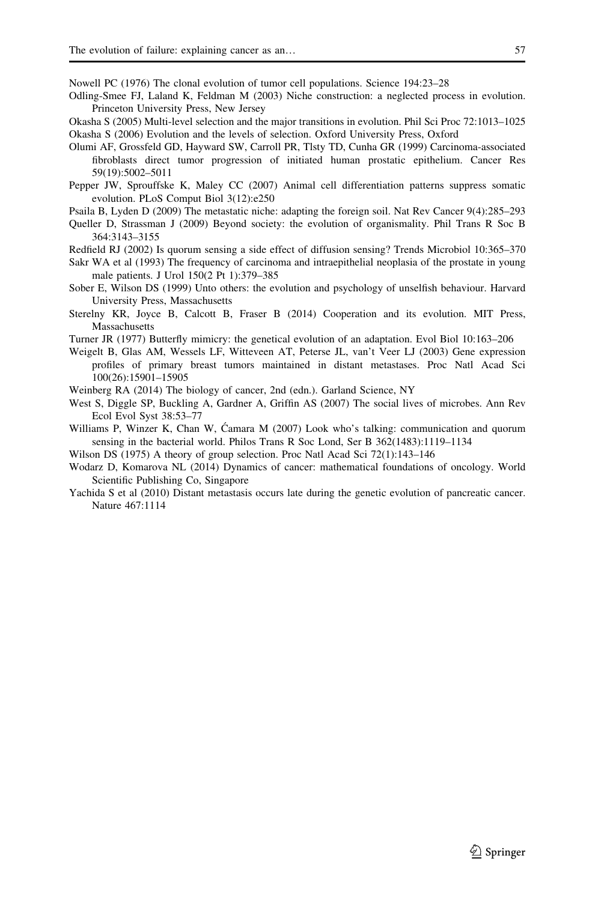Nowell PC (1976) The clonal evolution of tumor cell populations. Science 194:23–28

Odling-Smee FJ, Laland K, Feldman M (2003) Niche construction: a neglected process in evolution. Princeton University Press, New Jersey

Okasha S (2005) Multi-level selection and the major transitions in evolution. Phil Sci Proc 72:1013–1025

Okasha S (2006) Evolution and the levels of selection. Oxford University Press, Oxford

Olumi AF, Grossfeld GD, Hayward SW, Carroll PR, Tlsty TD, Cunha GR (1999) Carcinoma-associated fibroblasts direct tumor progression of initiated human prostatic epithelium. Cancer Res 59(19):5002–5011

Pepper JW, Sprouffske K, Maley CC (2007) Animal cell differentiation patterns suppress somatic evolution. PLoS Comput Biol 3(12):e250

Psaila B, Lyden D (2009) The metastatic niche: adapting the foreign soil. Nat Rev Cancer 9(4):285–293

Queller D, Strassman J (2009) Beyond society: the evolution of organismality. Phil Trans R Soc B 364:3143–3155

Redfield RJ (2002) Is quorum sensing a side effect of diffusion sensing? Trends Microbiol 10:365–370

Sakr WA et al (1993) The frequency of carcinoma and intraepithelial neoplasia of the prostate in young male patients. J Urol 150(2 Pt 1):379–385

Sober E, Wilson DS (1999) Unto others: the evolution and psychology of unselfish behaviour. Harvard University Press, Massachusetts

Sterelny KR, Joyce B, Calcott B, Fraser B (2014) Cooperation and its evolution. MIT Press, Massachusetts

Turner JR (1977) Butterfly mimicry: the genetical evolution of an adaptation. Evol Biol 10:163–206

Weigelt B, Glas AM, Wessels LF, Witteveen AT, Peterse JL, van't Veer LJ (2003) Gene expression profiles of primary breast tumors maintained in distant metastases. Proc Natl Acad Sci 100(26):15901–15905

Weinberg RA (2014) The biology of cancer, 2nd (edn.). Garland Science, NY

West S, Diggle SP, Buckling A, Gardner A, Griffin AS (2007) The social lives of microbes. Ann Rev Ecol Evol Syst 38:53–77

Williams P, Winzer K, Chan W, Ćamara M (2007) Look who's talking: communication and quorum sensing in the bacterial world. Philos Trans R Soc Lond, Ser B 362(1483):1119–1134

Wilson DS (1975) A theory of group selection. Proc Natl Acad Sci 72(1):143–146

Wodarz D, Komarova NL (2014) Dynamics of cancer: mathematical foundations of oncology. World Scientific Publishing Co, Singapore

Yachida S et al (2010) Distant metastasis occurs late during the genetic evolution of pancreatic cancer. Nature 467:1114